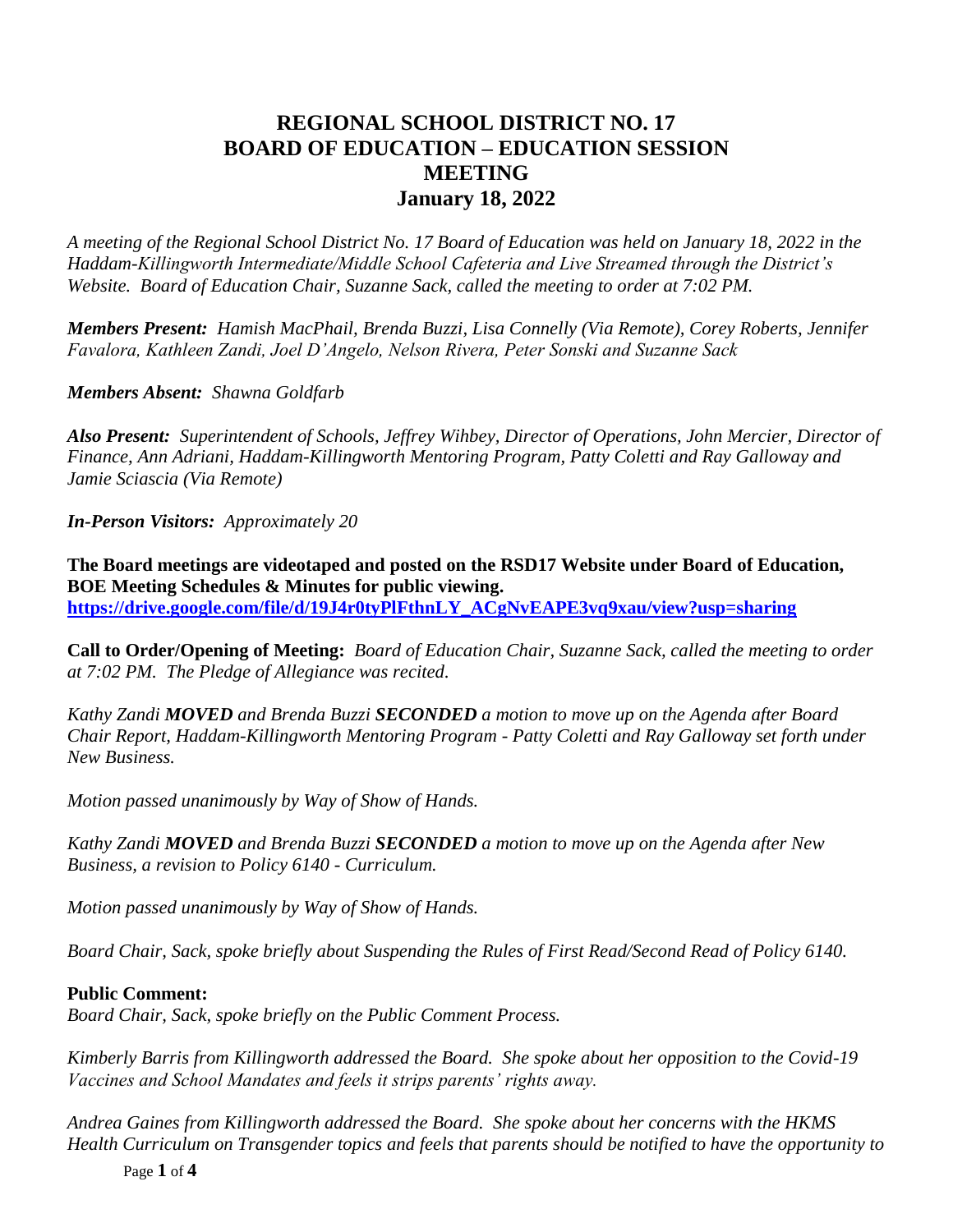# REGIONAL SCHOOL DISTRICT NO. 17
# BOARD OF EDUCATION – EDUCATION SESSION MEETING
# January 18, 2022

*A meeting of the Regional School District No. 17 Board of Education was held on January 18, 2022 in the Haddam-Killingworth Intermediate/Middle School Cafeteria and Live Streamed through the District's Website. Board of Education Chair, Suzanne Sack, called the meeting to order at 7:02 PM.*

***Members Present:*** *Hamish MacPhail, Brenda Buzzi, Lisa Connelly (Via Remote), Corey Roberts, Jennifer Favalora, Kathleen Zandi, Joel D'Angelo, Nelson Rivera, Peter Sonski and Suzanne Sack*

***Members Absent:*** *Shawna Goldfarb*

***Also Present:*** *Superintendent of Schools, Jeffrey Wihbey, Director of Operations, John Mercier, Director of Finance, Ann Adriani, Haddam-Killingworth Mentoring Program, Patty Coletti and Ray Galloway and Jamie Sciascia (Via Remote)*

***In-Person Visitors:*** *Approximately 20*

**The Board meetings are videotaped and posted on the RSD17 Website under Board of Education, BOE Meeting Schedules & Minutes for public viewing.**
**https://drive.google.com/file/d/19J4r0tyPlFthnLY_ACgNvEAPE3vq9xau/view?usp=sharing**

**Call to Order/Opening of Meeting:** *Board of Education Chair, Suzanne Sack, called the meeting to order at 7:02 PM. The Pledge of Allegiance was recited.*

*Kathy Zandi **MOVED** and Brenda Buzzi **SECONDED** a motion to move up on the Agenda after Board Chair Report, Haddam-Killingworth Mentoring Program - Patty Coletti and Ray Galloway set forth under New Business.*

*Motion passed unanimously by Way of Show of Hands.*

*Kathy Zandi **MOVED** and Brenda Buzzi **SECONDED** a motion to move up on the Agenda after New Business, a revision to Policy 6140 - Curriculum.*

*Motion passed unanimously by Way of Show of Hands.*

*Board Chair, Sack, spoke briefly about Suspending the Rules of First Read/Second Read of Policy 6140.*

**Public Comment:**
*Board Chair, Sack, spoke briefly on the Public Comment Process.*

*Kimberly Barris from Killingworth addressed the Board. She spoke about her opposition to the Covid-19 Vaccines and School Mandates and feels it strips parents' rights away.*

*Andrea Gaines from Killingworth addressed the Board. She spoke about her concerns with the HKMS Health Curriculum on Transgender topics and feels that parents should be notified to have the opportunity to*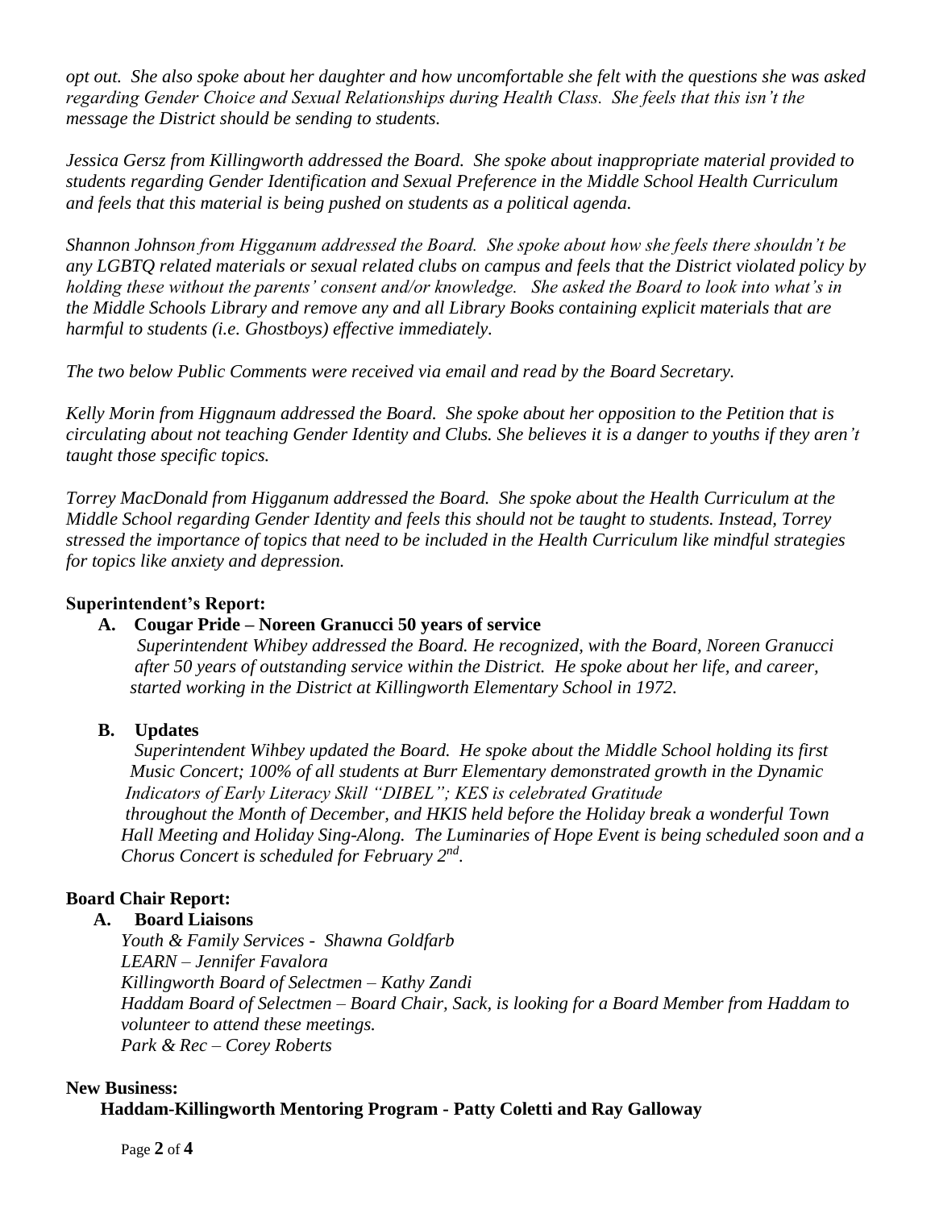*opt out. She also spoke about her daughter and how uncomfortable she felt with the questions she was asked regarding Gender Choice and Sexual Relationships during Health Class. She feels that this isn't the message the District should be sending to students.*

*Jessica Gersz from Killingworth addressed the Board. She spoke about inappropriate material provided to students regarding Gender Identification and Sexual Preference in the Middle School Health Curriculum and feels that this material is being pushed on students as a political agenda.*

*Shannon Johnson from Higganum addressed the Board. She spoke about how she feels there shouldn't be any LGBTQ related materials or sexual related clubs on campus and feels that the District violated policy by holding these without the parents' consent and/or knowledge. She asked the Board to look into what's in the Middle Schools Library and remove any and all Library Books containing explicit materials that are harmful to students (i.e. Ghostboys) effective immediately.*

*The two below Public Comments were received via email and read by the Board Secretary.*

*Kelly Morin from Higgnaum addressed the Board. She spoke about her opposition to the Petition that is circulating about not teaching Gender Identity and Clubs. She believes it is a danger to youths if they aren't taught those specific topics.*

*Torrey MacDonald from Higganum addressed the Board. She spoke about the Health Curriculum at the Middle School regarding Gender Identity and feels this should not be taught to students. Instead, Torrey stressed the importance of topics that need to be included in the Health Curriculum like mindful strategies for topics like anxiety and depression.*

**Superintendent's Report:**

**A. Cougar Pride – Noreen Granucci 50 years of service**

*Superintendent Whibey addressed the Board. He recognized, with the Board, Noreen Granucci after 50 years of outstanding service within the District. He spoke about her life, and career, started working in the District at Killingworth Elementary School in 1972.*

**B. Updates**

*Superintendent Wihbey updated the Board. He spoke about the Middle School holding its first Music Concert; 100% of all students at Burr Elementary demonstrated growth in the Dynamic Indicators of Early Literacy Skill "DIBEL"; KES is celebrated Gratitude throughout the Month of December, and HKIS held before the Holiday break a wonderful Town Hall Meeting and Holiday Sing-Along. The Luminaries of Hope Event is being scheduled soon and a Chorus Concert is scheduled for February 2nd.*

**Board Chair Report:**

**A. Board Liaisons**

*Youth & Family Services - Shawna Goldfarb*
*LEARN – Jennifer Favalora*
*Killingworth Board of Selectmen – Kathy Zandi*
*Haddam Board of Selectmen – Board Chair, Sack, is looking for a Board Member from Haddam to volunteer to attend these meetings.*
*Park & Rec – Corey Roberts*

**New Business:**

**Haddam-Killingworth Mentoring Program - Patty Coletti and Ray Galloway**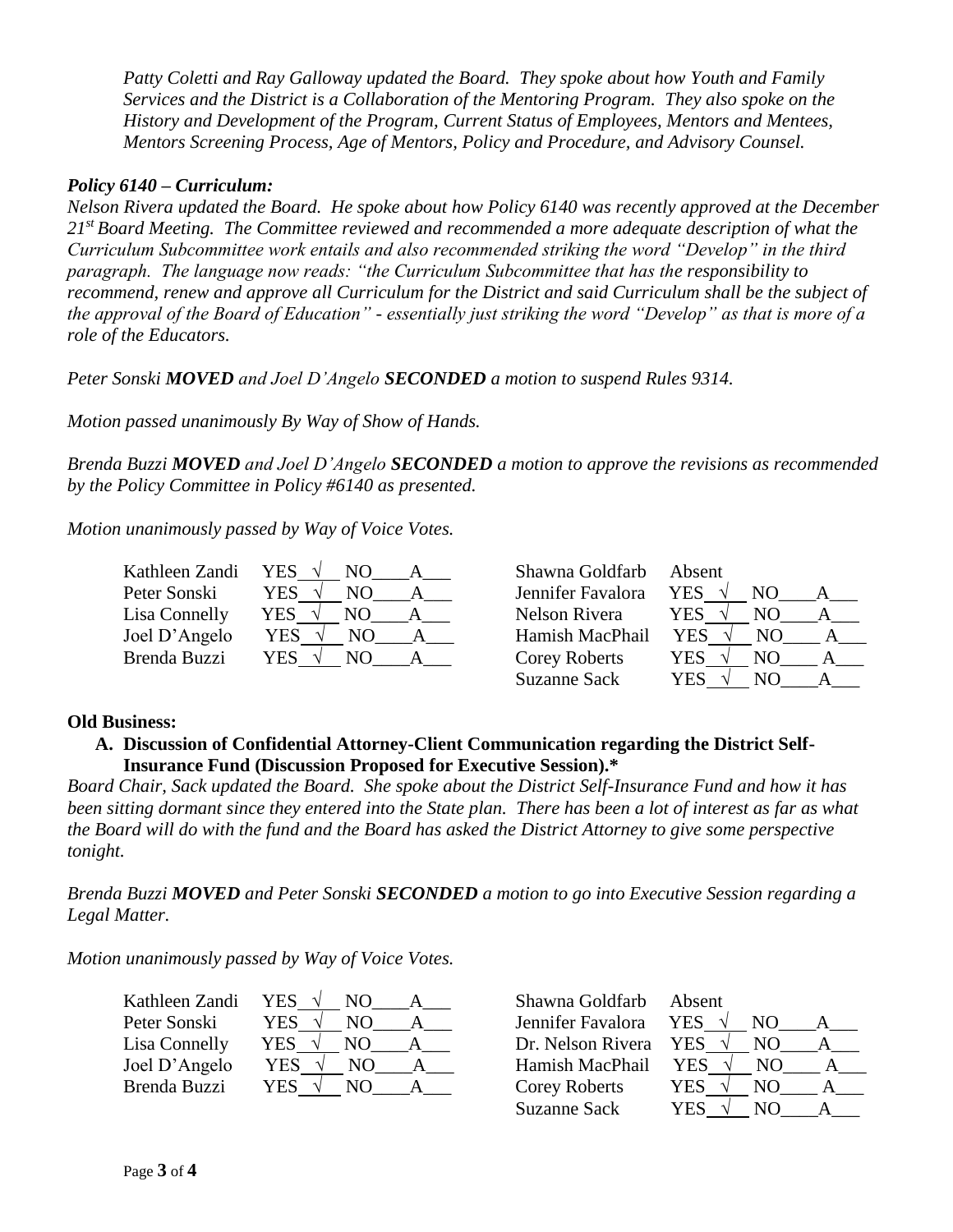*Patty Coletti and Ray Galloway updated the Board. They spoke about how Youth and Family Services and the District is a Collaboration of the Mentoring Program. They also spoke on the History and Development of the Program, Current Status of Employees, Mentors and Mentees, Mentors Screening Process, Age of Mentors, Policy and Procedure, and Advisory Counsel.*

***Policy 6140 – Curriculum:***

*Nelson Rivera updated the Board. He spoke about how Policy 6140 was recently approved at the December 21st Board Meeting. The Committee reviewed and recommended a more adequate description of what the Curriculum Subcommittee work entails and also recommended striking the word "Develop" in the third paragraph. The language now reads: "the Curriculum Subcommittee that has the responsibility to recommend, renew and approve all Curriculum for the District and said Curriculum shall be the subject of the approval of the Board of Education" - essentially just striking the word "Develop" as that is more of a role of the Educators.*

*Peter Sonski **MOVED** and Joel D'Angelo **SECONDED** a motion to suspend Rules 9314.*

*Motion passed unanimously By Way of Show of Hands.*

*Brenda Buzzi **MOVED** and Joel D'Angelo **SECONDED** a motion to approve the revisions as recommended by the Policy Committee in Policy #6140 as presented.*

*Motion unanimously passed by Way of Voice Votes.*

| | | | |
|---|---|---|---|
| Kathleen Zandi | YES √ NO___ A___ | Shawna Goldfarb | Absent |
| Peter Sonski | YES √ NO___ A___ | Jennifer Favalora | YES √ NO___ A___ |
| Lisa Connelly | YES √ NO___ A___ | Nelson Rivera | YES √ NO___ A___ |
| Joel D'Angelo | YES √ NO___ A___ | Hamish MacPhail | YES √ NO___ A___ |
| Brenda Buzzi | YES √ NO___ A___ | Corey Roberts | YES √ NO___ A___ |
| | | Suzanne Sack | YES √ NO___ A___ |

**Old Business:**

**A. Discussion of Confidential Attorney-Client Communication regarding the District Self-Insurance Fund (Discussion Proposed for Executive Session).***

*Board Chair, Sack updated the Board. She spoke about the District Self-Insurance Fund and how it has been sitting dormant since they entered into the State plan. There has been a lot of interest as far as what the Board will do with the fund and the Board has asked the District Attorney to give some perspective tonight.*

*Brenda Buzzi **MOVED** and Peter Sonski **SECONDED** a motion to go into Executive Session regarding a Legal Matter.*

*Motion unanimously passed by Way of Voice Votes.*

| | | | |
|---|---|---|---|
| Kathleen Zandi | YES √ NO___ A___ | Shawna Goldfarb | Absent |
| Peter Sonski | YES √ NO___ A___ | Jennifer Favalora | YES √ NO___ A___ |
| Lisa Connelly | YES √ NO___ A___ | Dr. Nelson Rivera | YES √ NO___ A___ |
| Joel D'Angelo | YES √ NO___ A___ | Hamish MacPhail | YES √ NO___ A___ |
| Brenda Buzzi | YES √ NO___ A___ | Corey Roberts | YES √ NO___ A___ |
| | | Suzanne Sack | YES √ NO___ A___ |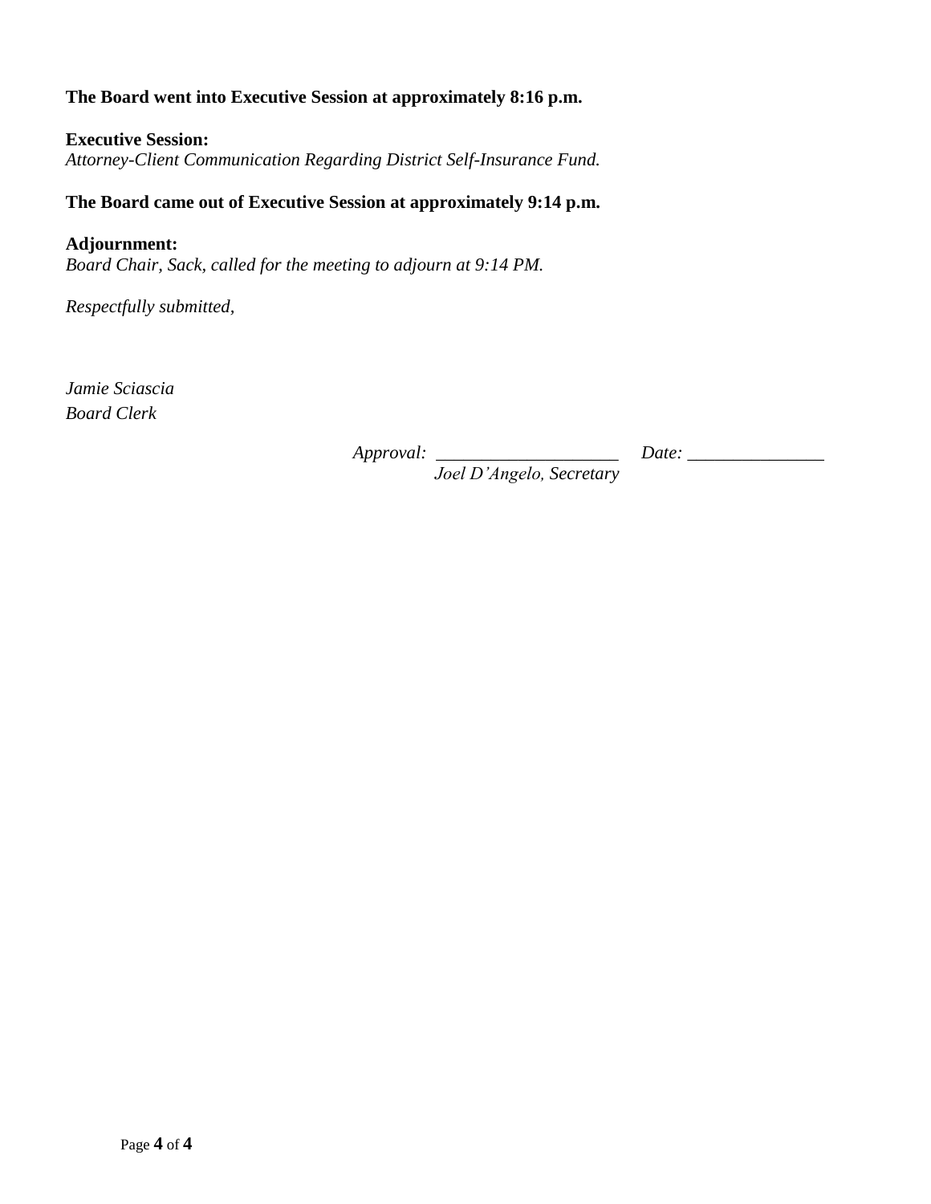**The Board went into Executive Session at approximately 8:16 p.m.**

**Executive Session:**
*Attorney-Client Communication Regarding District Self-Insurance Fund.*

**The Board came out of Executive Session at approximately 9:14 p.m.**

**Adjournment:**
*Board Chair, Sack, called for the meeting to adjourn at 9:14 PM.*

*Respectfully submitted,*

*Jamie Sciascia*
*Board Clerk*

*Approval:* ____________________ *Date:* _______________
*Joel D'Angelo, Secretary*